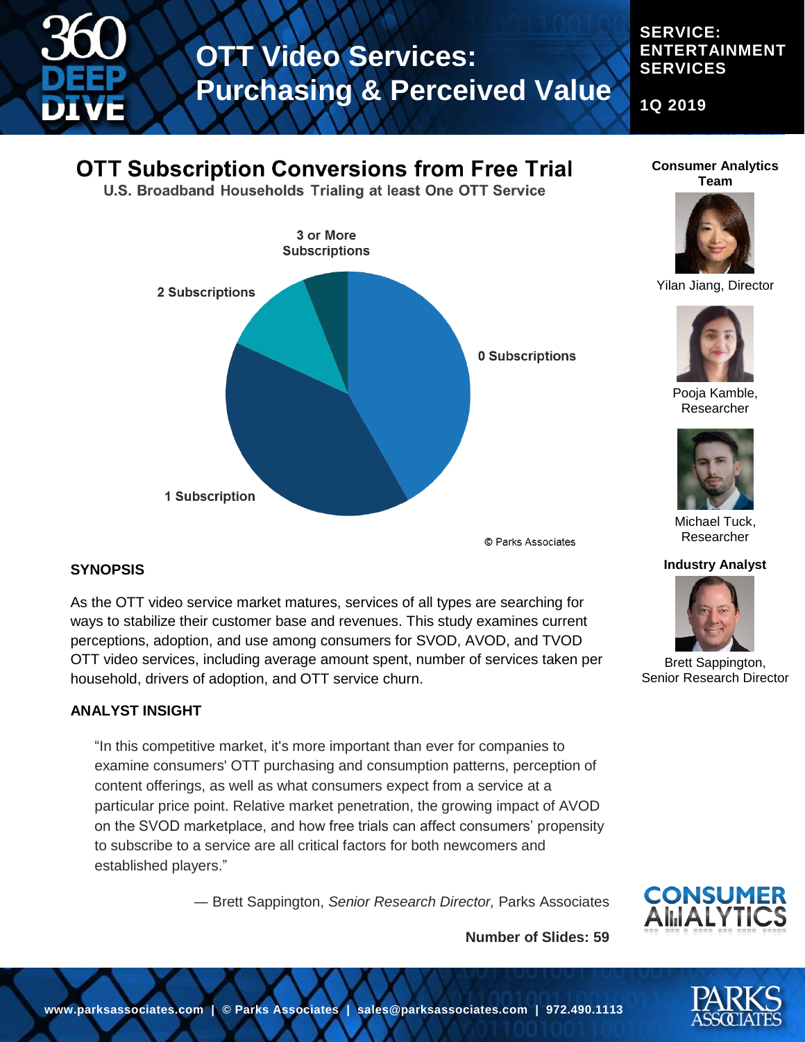# OTT Video Services: Purchasing & Perceived Value

**SERVICE: ENTERTAINMENT SERVICES**

**1Q 2019**

## OTT Subscription Conversions from Free Trial

**U.S. Broadband Households Trialing at least One OTT Service**

3 or More Subscriptions

2 Subscriptions

0 Subscriptions

1 Subscription

© Parks Associates

### SYNOPSIS

As the OTT video service market matures, services of all types are searching for ways to stabilize their customer base and revenues. This study examines current perceptions, adoption, and use among consumers for SVOD, AVOD, and TVOD OTT video services, including average amount spent, number of services taken per household, drivers of adoption, and OTT service churn.

### ANALYST INSIGHT

> "In this competitive market, it's more important than ever for companies to examine consumers' OTT purchasing and consumption patterns, perception of content offerings, as well as what consumers expect from a service at a particular price point. Relative market penetration, the growing impact of AVOD on the SVOD marketplace, and how free trials can affect consumers' propensity to subscribe to a service are all critical factors for both newcomers and established players."

— Brett Sappington, *Senior Research Director,* Parks Associates

**Number of Slides: 59**

**Consumer Analytics Team**

Yilan Jiang, Director

Pooja Kamble, Researcher

Michael Tuck, Researcher

**Industry Analyst**

Brett Sappington, Senior Research Director

www.parksassociates.com | © Parks Associates | sales@parksassociates.com | 972.490.1113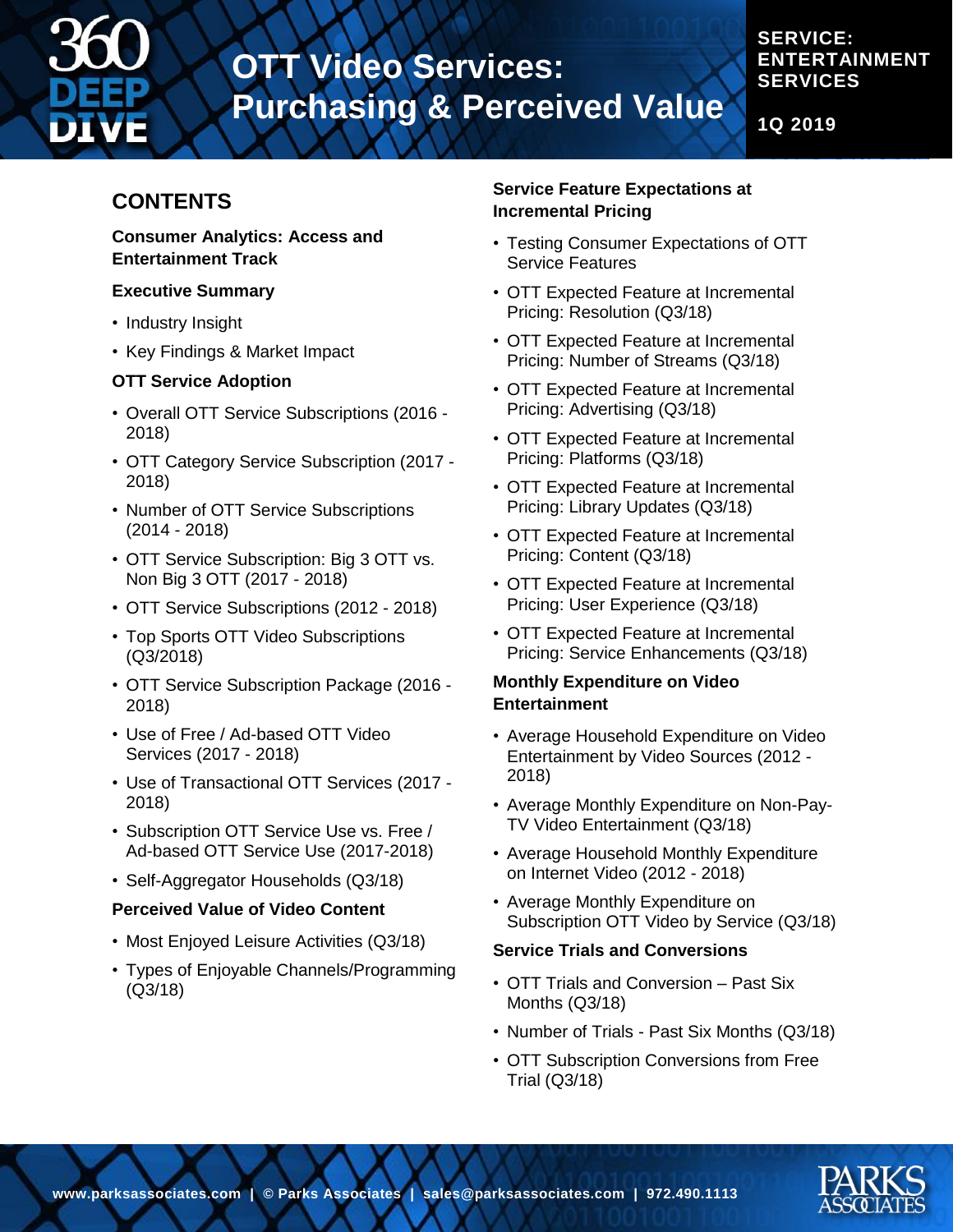# OTT Video Services: Purchasing & Perceived Value

**SERVICE: ENTERTAINMENT SERVICES**

**1Q 2019**

## CONTENTS

**Consumer Analytics: Access and Entertainment Track**

**Executive Summary**

- Industry Insight
- Key Findings & Market Impact

**OTT Service Adoption**

- Overall OTT Service Subscriptions (2016 - 2018)
- OTT Category Service Subscription (2017 - 2018)
- Number of OTT Service Subscriptions (2014 - 2018)
- OTT Service Subscription: Big 3 OTT vs. Non Big 3 OTT (2017 - 2018)
- OTT Service Subscriptions (2012 - 2018)
- Top Sports OTT Video Subscriptions (Q3/2018)
- OTT Service Subscription Package (2016 - 2018)
- Use of Free / Ad-based OTT Video Services (2017 - 2018)
- Use of Transactional OTT Services (2017 - 2018)
- Subscription OTT Service Use vs. Free / Ad-based OTT Service Use (2017-2018)
- Self-Aggregator Households (Q3/18)

**Perceived Value of Video Content**

- Most Enjoyed Leisure Activities (Q3/18)
- Types of Enjoyable Channels/Programming (Q3/18)

**Service Feature Expectations at Incremental Pricing**

- Testing Consumer Expectations of OTT Service Features
- OTT Expected Feature at Incremental Pricing: Resolution (Q3/18)
- OTT Expected Feature at Incremental Pricing: Number of Streams (Q3/18)
- OTT Expected Feature at Incremental Pricing: Advertising (Q3/18)
- OTT Expected Feature at Incremental Pricing: Platforms (Q3/18)
- OTT Expected Feature at Incremental Pricing: Library Updates (Q3/18)
- OTT Expected Feature at Incremental Pricing: Content (Q3/18)
- OTT Expected Feature at Incremental Pricing: User Experience (Q3/18)
- OTT Expected Feature at Incremental Pricing: Service Enhancements (Q3/18)

**Monthly Expenditure on Video Entertainment**

- Average Household Expenditure on Video Entertainment by Video Sources (2012 - 2018)
- Average Monthly Expenditure on Non-Pay-TV Video Entertainment (Q3/18)
- Average Household Monthly Expenditure on Internet Video (2012 - 2018)
- Average Monthly Expenditure on Subscription OTT Video by Service (Q3/18)

**Service Trials and Conversions**

- OTT Trials and Conversion – Past Six Months (Q3/18)
- Number of Trials - Past Six Months (Q3/18)
- OTT Subscription Conversions from Free Trial (Q3/18)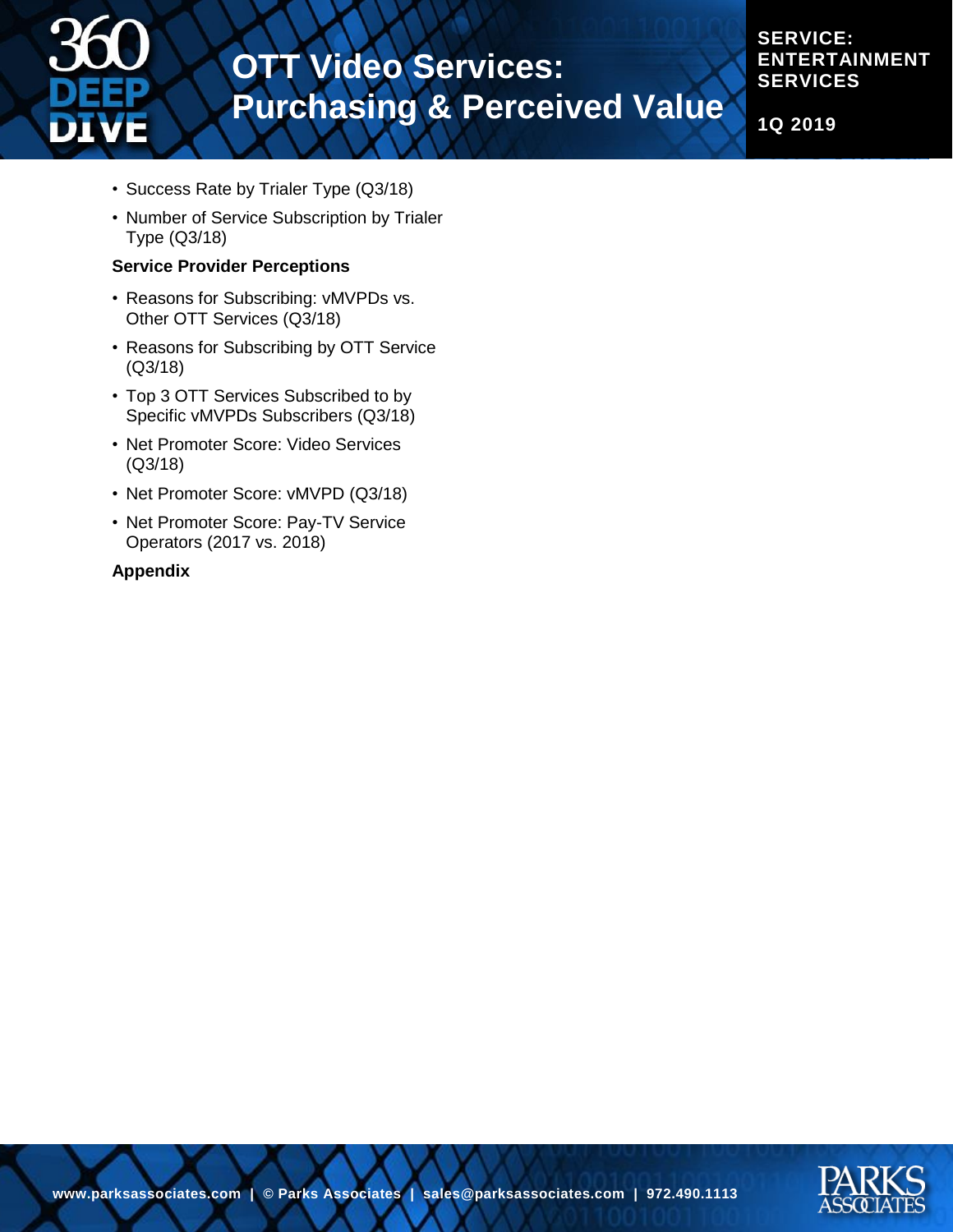- Success Rate by Trialer Type (Q3/18)
- Number of Service Subscription by Trialer Type (Q3/18)

**Service Provider Perceptions**

- Reasons for Subscribing: vMVPDs vs. Other OTT Services (Q3/18)
- Reasons for Subscribing by OTT Service (Q3/18)
- Top 3 OTT Services Subscribed to by Specific vMVPDs Subscribers (Q3/18)
- Net Promoter Score: Video Services (Q3/18)
- Net Promoter Score: vMVPD (Q3/18)
- Net Promoter Score: Pay-TV Service Operators (2017 vs. 2018)

**Appendix**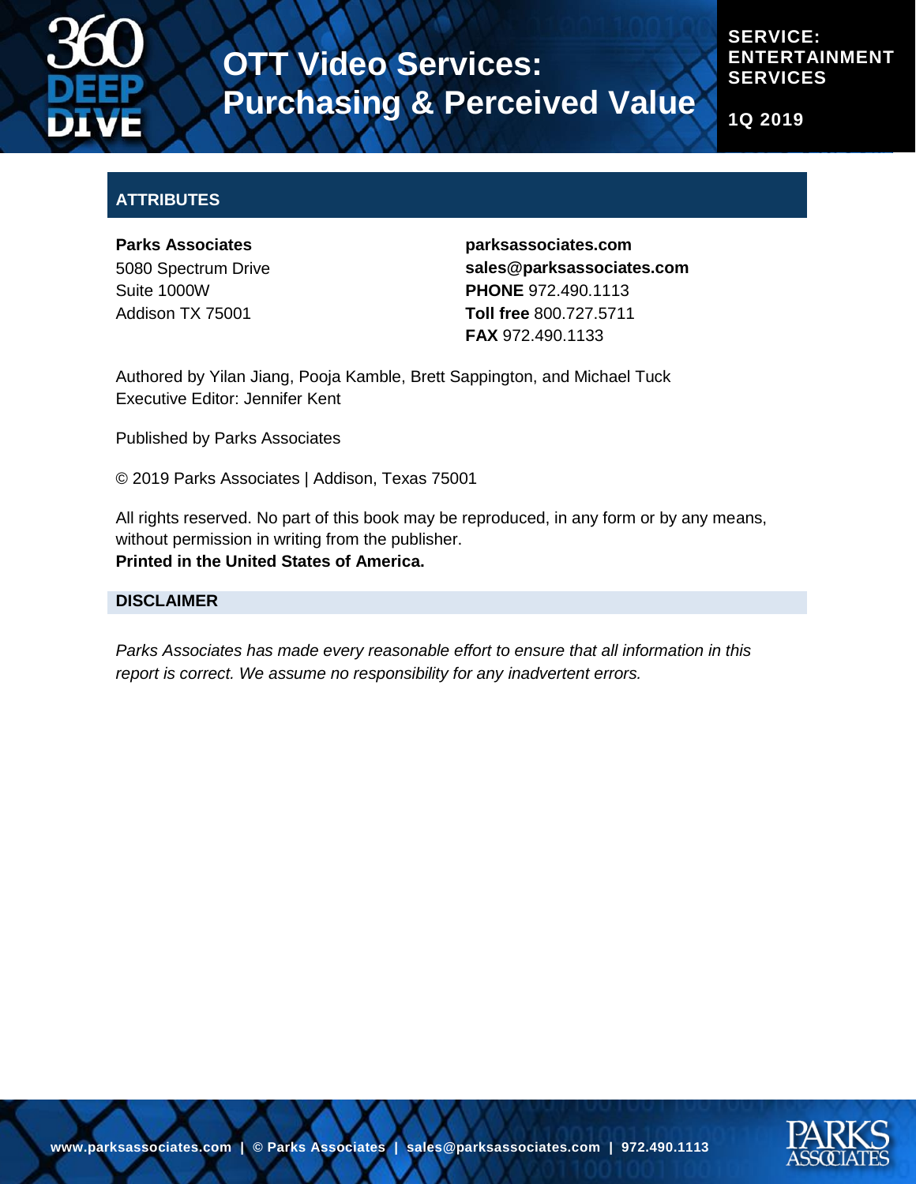# OTT Video Services: Purchasing & Perceived Value

**SERVICE: ENTERTAINMENT SERVICES**

**1Q 2019**

## ATTRIBUTES

**Parks Associates**
5080 Spectrum Drive
Suite 1000W
Addison TX 75001

**parksassociates.com**
**sales@parksassociates.com**
**PHONE** 972.490.1113
**Toll free** 800.727.5711
**FAX** 972.490.1133

Authored by Yilan Jiang, Pooja Kamble, Brett Sappington, and Michael Tuck
Executive Editor: Jennifer Kent

Published by Parks Associates

© 2019 Parks Associates | Addison, Texas 75001

All rights reserved. No part of this book may be reproduced, in any form or by any means, without permission in writing from the publisher.
**Printed in the United States of America.**

## DISCLAIMER

*Parks Associates has made every reasonable effort to ensure that all information in this report is correct. We assume no responsibility for any inadvertent errors.*